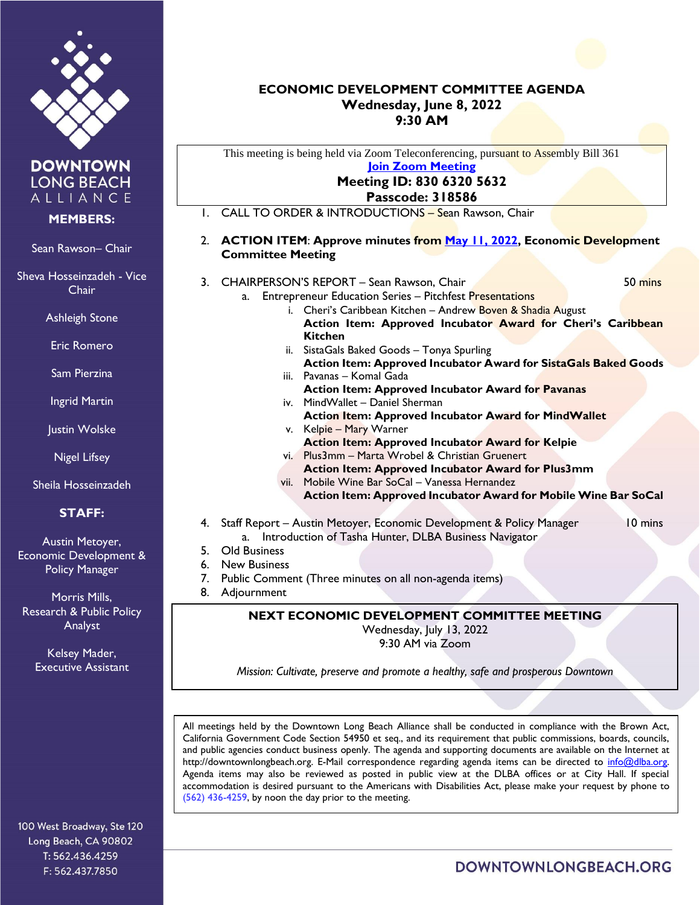DOWNTOWN LONG BEACH ALLIANCE

**MEMBERS:**

Sean Rawson– Chair

Sheva Hosseinzadeh - Vice Chair

Ashleigh Stone

Eric Romero

Sam Pierzina

Ingrid Martin

Justin Wolske

Nigel Lifsey

Sheila Hosseinzadeh

**STAFF:**

Austin Metoyer, Economic Development & Policy Manager

Morris Mills, Research & Public Policy Analyst

Kelsey Mader, Executive Assistant

100 West Broadway, Ste 120
Long Beach, CA 90802
T: 562.436.4259
F: 562.437.7850

# ECONOMIC DEVELOPMENT COMMITTEE AGENDA
## Wednesday, June 8, 2022
## 9:30 AM

This meeting is being held via Zoom Teleconferencing, pursuant to Assembly Bill 361
**Join Zoom Meeting**
**Meeting ID: 830 6320 5632**
**Passcode: 318586**

1. CALL TO ORDER & INTRODUCTIONS – Sean Rawson, Chair

2. **ACTION ITEM**: **Approve minutes from May 11, 2022, Economic Development Committee Meeting**

3. CHAIRPERSON'S REPORT – Sean Rawson, Chair — 50 mins
   a. Entrepreneur Education Series – Pitchfest Presentations
      i. Cheri's Caribbean Kitchen – Andrew Boven & Shadia August
         **Action Item: Approved Incubator Award for Cheri's Caribbean Kitchen**
      ii. SistaGals Baked Goods – Tonya Spurling
         **Action Item: Approved Incubator Award for SistaGals Baked Goods**
      iii. Pavanas – Komal Gada
         **Action Item: Approved Incubator Award for Pavanas**
      iv. MindWallet – Daniel Sherman
         **Action Item: Approved Incubator Award for MindWallet**
      v. Kelpie – Mary Warner
         **Action Item: Approved Incubator Award for Kelpie**
      vi. Plus3mm – Marta Wrobel & Christian Gruenert
         **Action Item: Approved Incubator Award for Plus3mm**
      vii. Mobile Wine Bar SoCal – Vanessa Hernandez
         **Action Item: Approved Incubator Award for Mobile Wine Bar SoCal**

4. Staff Report – Austin Metoyer, Economic Development & Policy Manager — 10 mins
   a. Introduction of Tasha Hunter, DLBA Business Navigator
5. Old Business
6. New Business
7. Public Comment (Three minutes on all non-agenda items)
8. Adjournment

**NEXT ECONOMIC DEVELOPMENT COMMITTEE MEETING**
Wednesday, July 13, 2022
9:30 AM via Zoom

*Mission: Cultivate, preserve and promote a healthy, safe and prosperous Downtown*

All meetings held by the Downtown Long Beach Alliance shall be conducted in compliance with the Brown Act, California Government Code Section 54950 et seq., and its requirement that public commissions, boards, councils, and public agencies conduct business openly. The agenda and supporting documents are available on the Internet at http://downtownlongbeach.org. E-Mail correspondence regarding agenda items can be directed to info@dlba.org. Agenda items may also be reviewed as posted in public view at the DLBA offices or at City Hall. If special accommodation is desired pursuant to the Americans with Disabilities Act, please make your request by phone to (562) 436-4259, by noon the day prior to the meeting.

DOWNTOWNLONGBEACH.ORG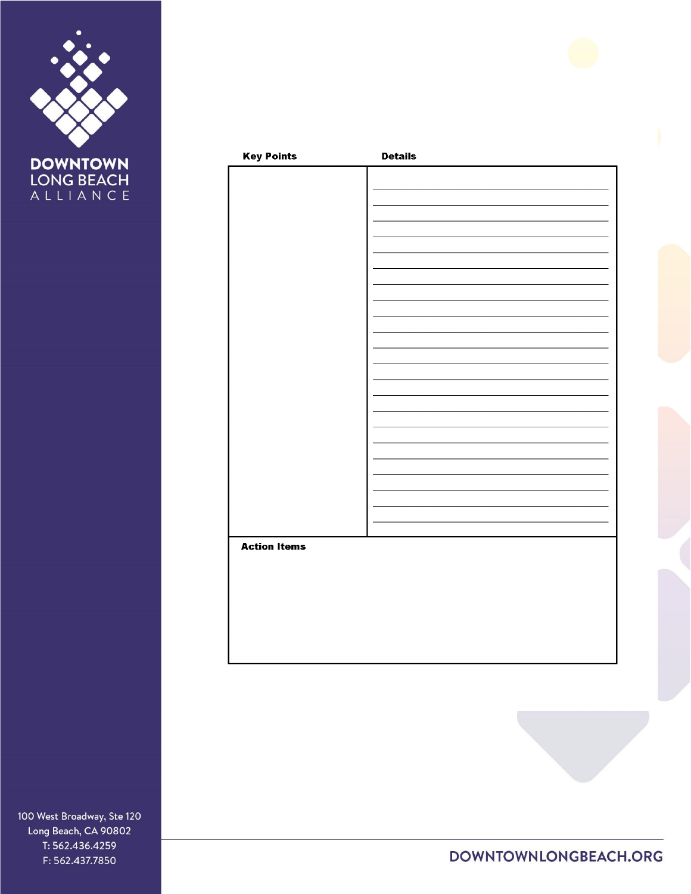DOWNTOWN LONG BEACH ALLIANCE

| Key Points | Details |
| --- | --- |
| | |

**Action Items**

100 West Broadway, Ste 120
Long Beach, CA 90802
T: 562.436.4259
F: 562.437.7850

DOWNTOWNLONGBEACH.ORG